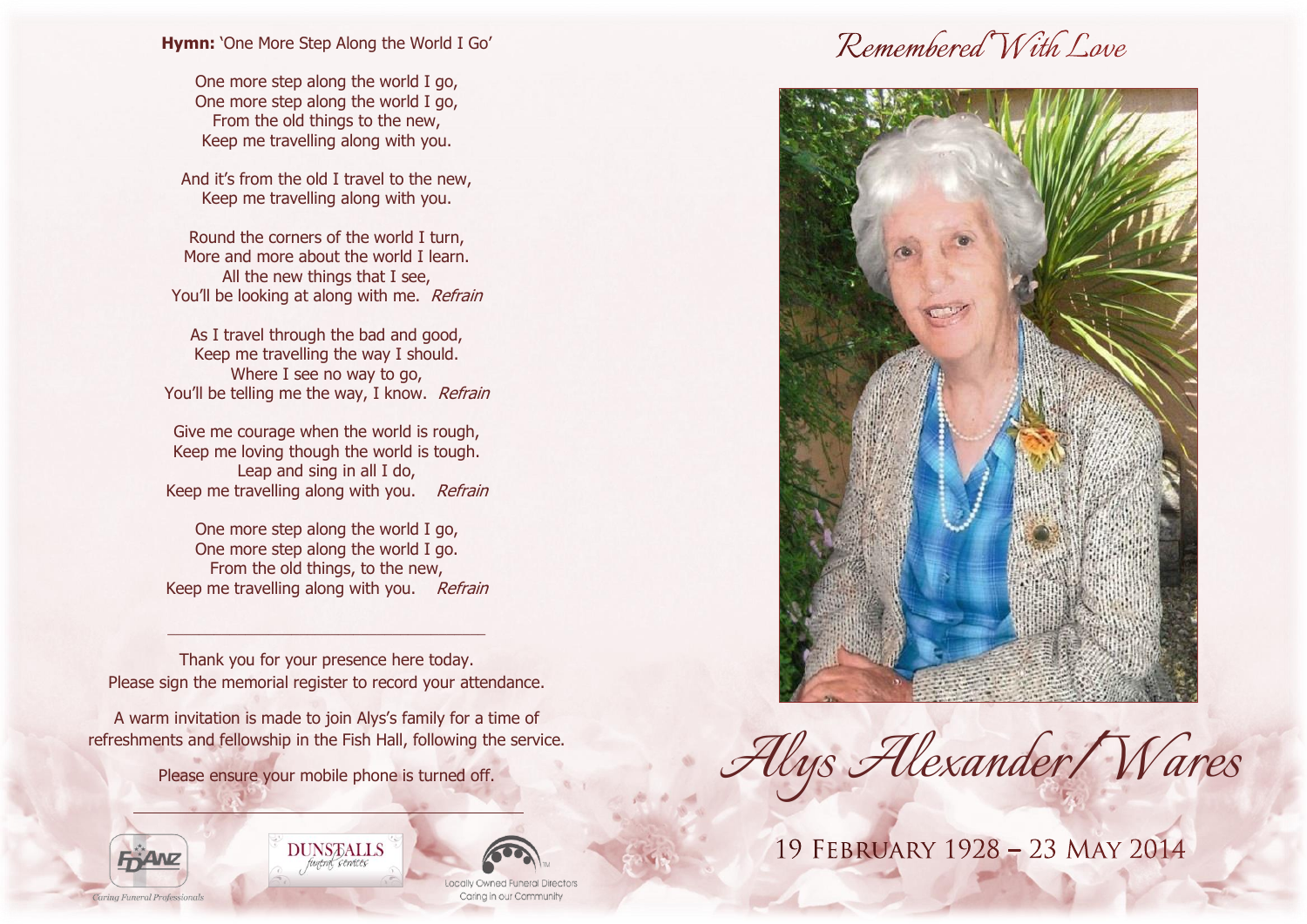**Hymn:** 'One More Step Along the World I Go'

One more step along the world I go,
One more step along the world I go,
From the old things to the new,
Keep me travelling along with you.

And it's from the old I travel to the new,
Keep me travelling along with you.

Round the corners of the world I turn,
More and more about the world I learn.
All the new things that I see,
You'll be looking at along with me. *Refrain*

As I travel through the bad and good,
Keep me travelling the way I should.
Where I see no way to go,
You'll be telling me the way, I know. *Refrain*

Give me courage when the world is rough,
Keep me loving though the world is tough.
Leap and sing in all I do,
Keep me travelling along with you. *Refrain*

One more step along the world I go,
One more step along the world I go.
From the old things, to the new,
Keep me travelling along with you. *Refrain*

---

Thank you for your presence here today.
Please sign the memorial register to record your attendance.

A warm invitation is made to join Alys's family for a time of refreshments and fellowship in the Fish Hall, following the service.

Please ensure your mobile phone is turned off.

---

FDANZ Caring Funeral Professionals

DUNSTALLS funeral services

Locally Owned Funeral Directors
Caring in our Community

# Remembered With Love

# Alys Alexander Wares

19 February 1928 – 23 May 2014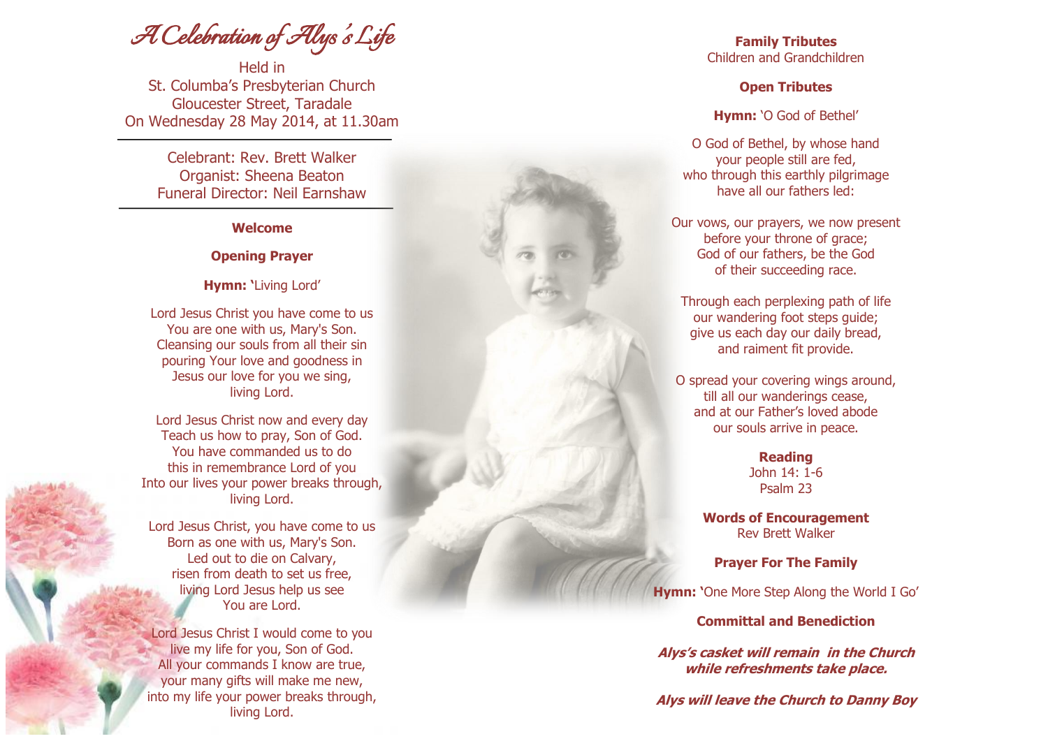# *A Celebration of Alys's Life*

Held in
St. Columba's Presbyterian Church
Gloucester Street, Taradale
On Wednesday 28 May 2014, at 11.30am

---

Celebrant: Rev. Brett Walker
Organist: Sheena Beaton
Funeral Director: Neil Earnshaw

---

**Welcome**

**Opening Prayer**

**Hymn:** 'Living Lord'

Lord Jesus Christ you have come to us
You are one with us, Mary's Son.
Cleansing our souls from all their sin
pouring Your love and goodness in
Jesus our love for you we sing,
living Lord.

Lord Jesus Christ now and every day
Teach us how to pray, Son of God.
You have commanded us to do
this in remembrance Lord of you
Into our lives your power breaks through,
living Lord.

Lord Jesus Christ, you have come to us
Born as one with us, Mary's Son.
Led out to die on Calvary,
risen from death to set us free,
living Lord Jesus help us see
You are Lord.

Lord Jesus Christ I would come to you
live my life for you, Son of God.
All your commands I know are true,
your many gifts will make me new,
into my life your power breaks through,
living Lord.

**Family Tributes**
Children and Grandchildren

**Open Tributes**

**Hymn:** 'O God of Bethel'

O God of Bethel, by whose hand
your people still are fed,
who through this earthly pilgrimage
have all our fathers led:

Our vows, our prayers, we now present
before your throne of grace;
God of our fathers, be the God
of their succeeding race.

Through each perplexing path of life
our wandering foot steps guide;
give us each day our daily bread,
and raiment fit provide.

O spread your covering wings around,
till all our wanderings cease,
and at our Father's loved abode
our souls arrive in peace.

**Reading**
John 14: 1-6
Psalm 23

**Words of Encouragement**
Rev Brett Walker

**Prayer For The Family**

**Hymn:** 'One More Step Along the World I Go'

**Committal and Benediction**

***Alys's casket will remain in the Church while refreshments take place.***

***Alys will leave the Church to Danny Boy***